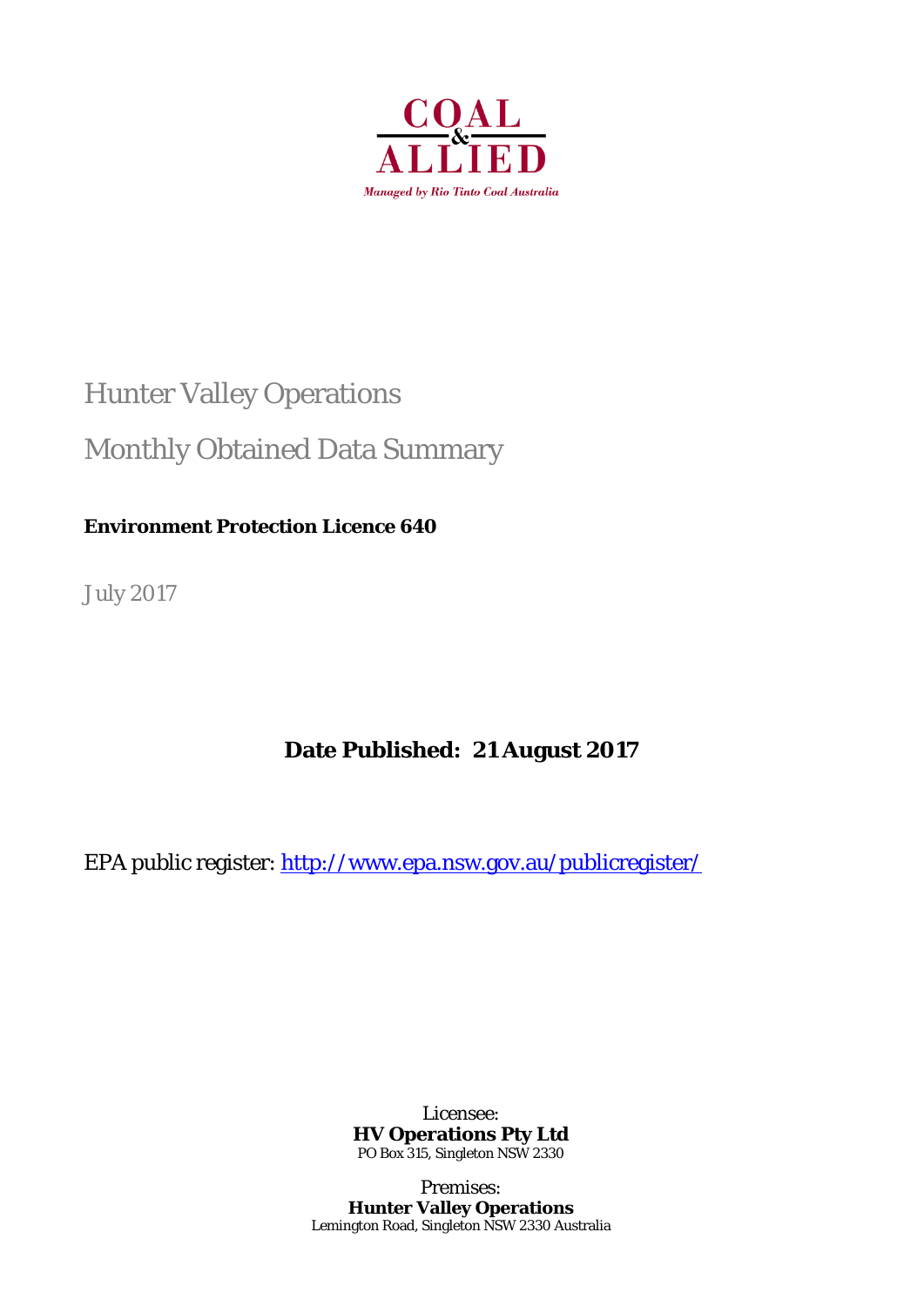COAL & ALLIED

*Managed by Rio Tinto Coal Australia*

# Hunter Valley Operations

## Monthly Obtained Data Summary

**Environment Protection Licence 640**

July 2017

**Date Published: 21 August 2017**

EPA public register: [http://www.epa.nsw.gov.au/publicregister/](http://www.epa.nsw.gov.au/publicregister/)

Licensee:
**HV Operations Pty Ltd**
PO Box 315, Singleton NSW 2330

Premises:
**Hunter Valley Operations**
Lemington Road, Singleton NSW 2330 Australia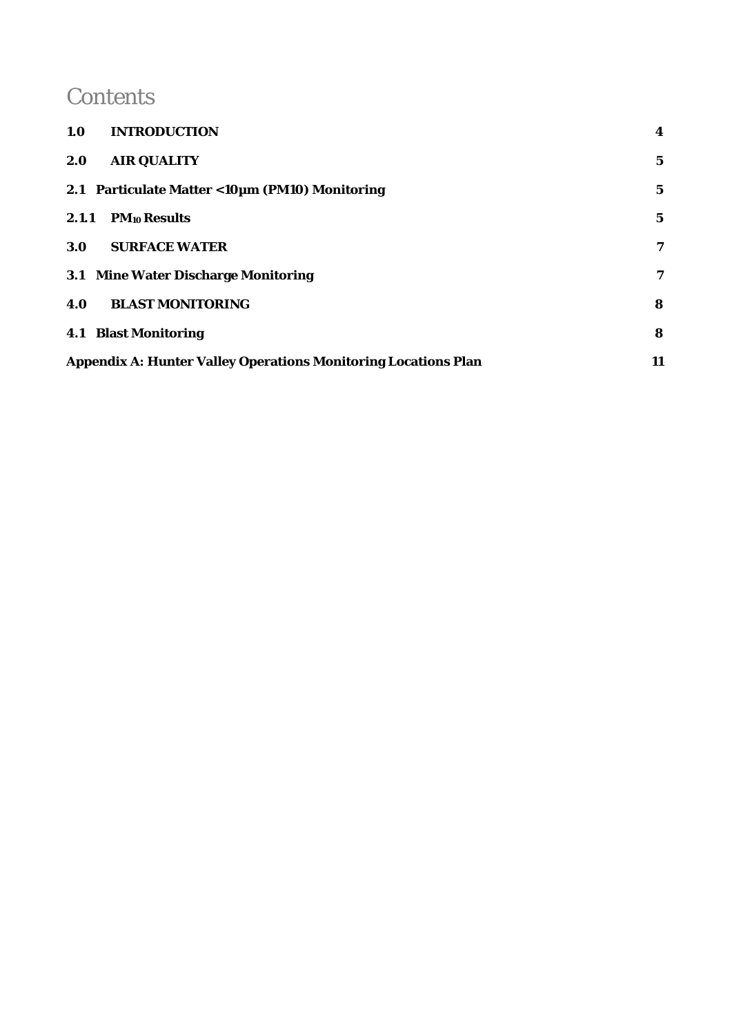# Contents

| | | |
|---|---|---|
| **1.0** | **INTRODUCTION** | **4** |
| **2.0** | **AIR QUALITY** | **5** |
| **2.1** | **Particulate Matter <10µm (PM10) Monitoring** | **5** |
| **2.1.1** | **$PM_{10}$ Results** | **5** |
| **3.0** | **SURFACE WATER** | **7** |
| **3.1** | **Mine Water Discharge Monitoring** | **7** |
| **4.0** | **BLAST MONITORING** | **8** |
| **4.1** | **Blast Monitoring** | **8** |
| | **Appendix A: Hunter Valley Operations Monitoring Locations Plan** | **11** |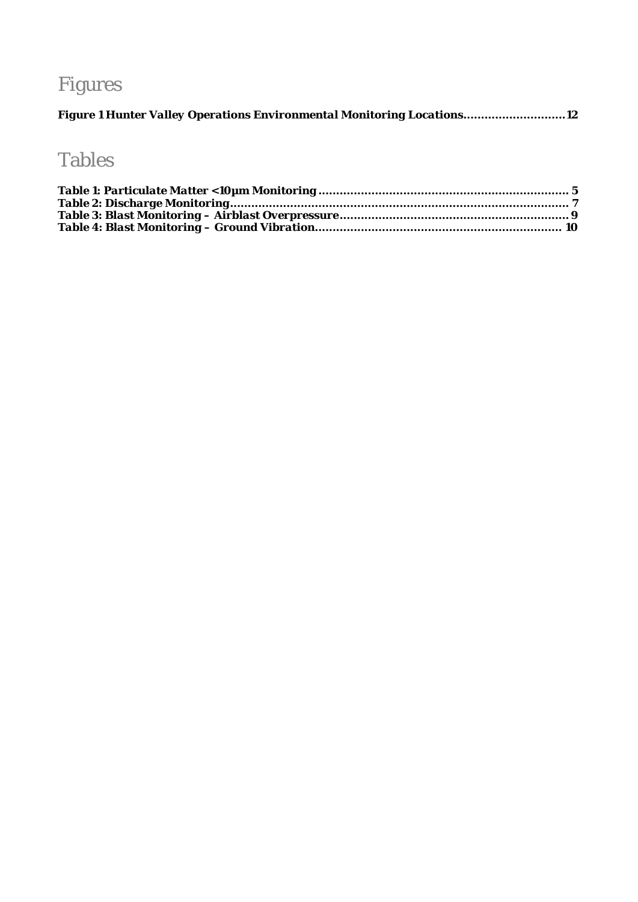# Figures

**Figure 1 Hunter Valley Operations Environmental Monitoring Locations............................12**

# Tables

**Table 1: Particulate Matter <10µm Monitoring ...................................................................... 5**
**Table 2: Discharge Monitoring............................................................................................... 7**
**Table 3: Blast Monitoring – Airblast Overpressure................................................................ 9**
**Table 4: Blast Monitoring – Ground Vibration.................................................................... 10**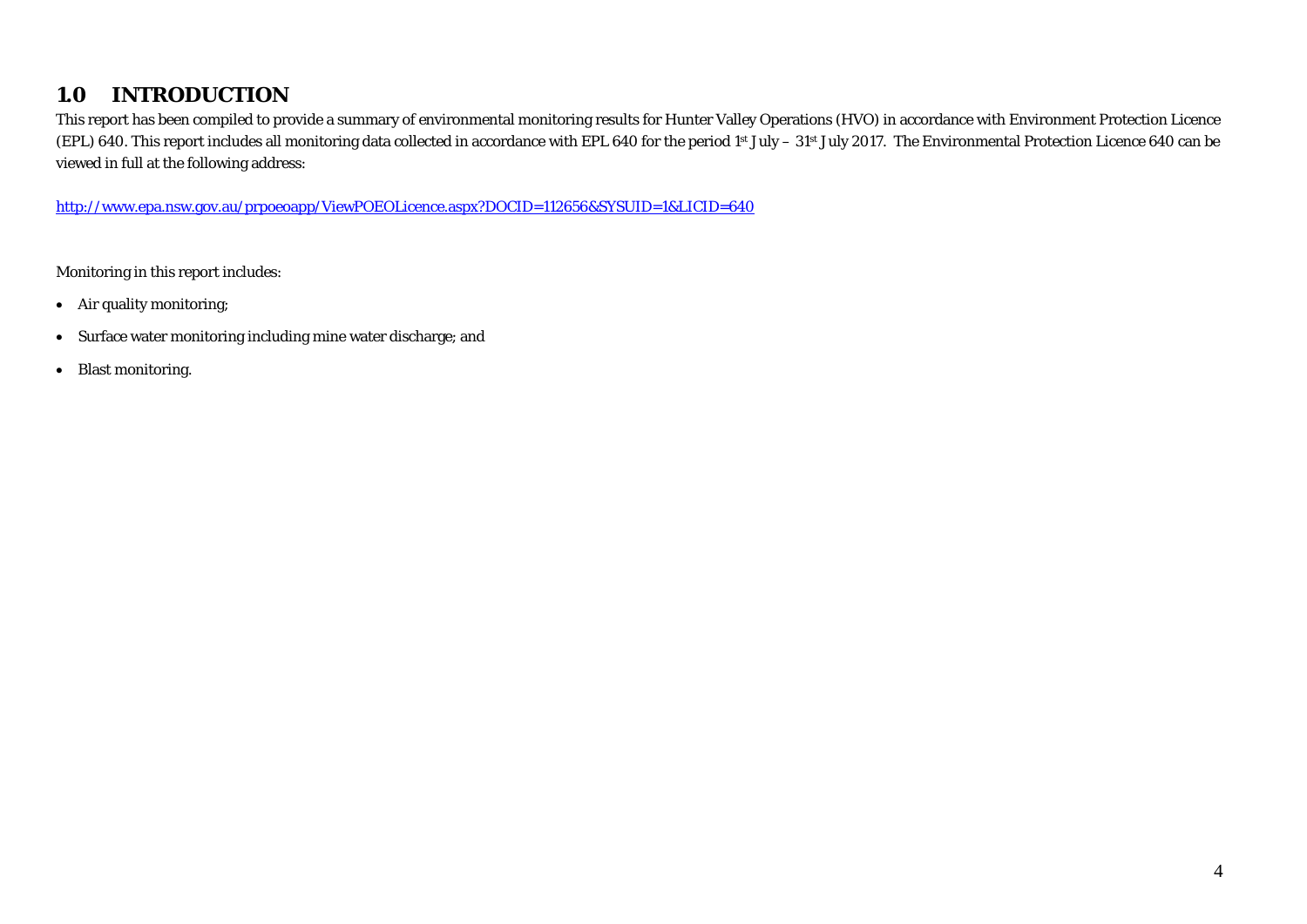# 1.0 INTRODUCTION

This report has been compiled to provide a summary of environmental monitoring results for Hunter Valley Operations (HVO) in accordance with Environment Protection Licence (EPL) 640. This report includes all monitoring data collected in accordance with EPL 640 for the period 1st July – 31st July 2017. The Environmental Protection Licence 640 can be viewed in full at the following address:

http://www.epa.nsw.gov.au/prpoeoapp/ViewPOEOLicence.aspx?DOCID=112656&SYSUID=1&LICID=640

Monitoring in this report includes:

- Air quality monitoring;
- Surface water monitoring including mine water discharge; and
- Blast monitoring.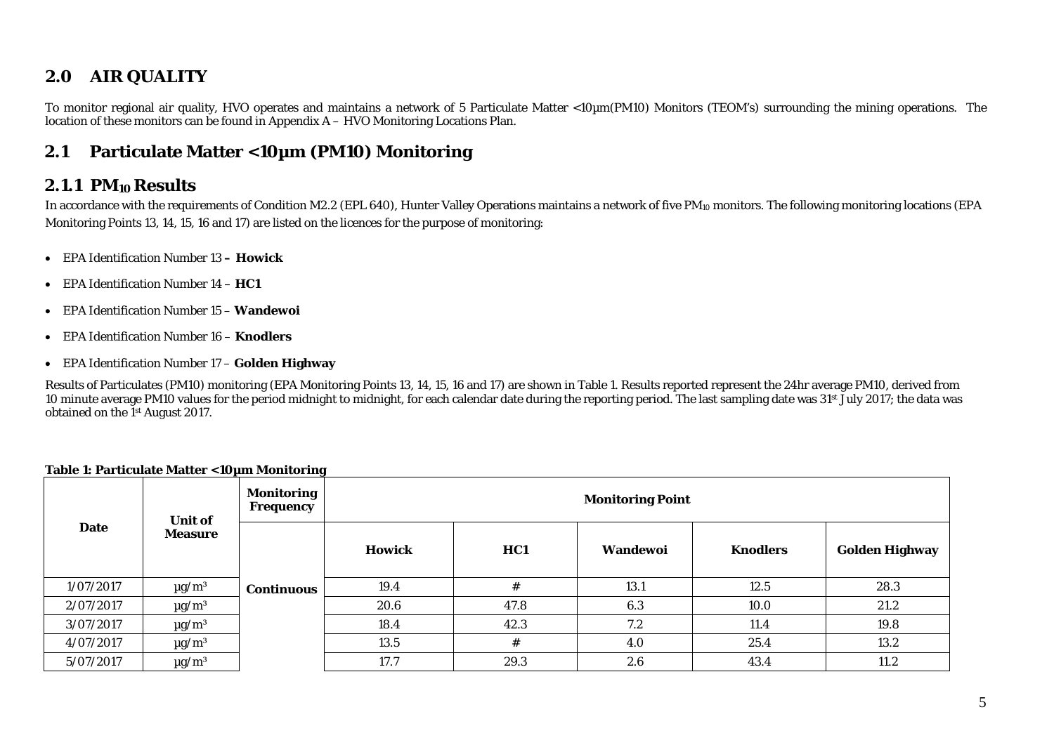## 2.0 AIR QUALITY

To monitor regional air quality, HVO operates and maintains a network of 5 Particulate Matter <10µm(PM10) Monitors (TEOM's) surrounding the mining operations. The location of these monitors can be found in Appendix A – HVO Monitoring Locations Plan.

## 2.1 Particulate Matter <10µm (PM10) Monitoring

### 2.1.1 $PM_{10}$ Results

In accordance with the requirements of Condition M2.2 (EPL 640), Hunter Valley Operations maintains a network of five $PM_{10}$ monitors. The following monitoring locations (EPA Monitoring Points 13, 14, 15, 16 and 17) are listed on the licences for the purpose of monitoring:

- EPA Identification Number 13 **– Howick**
- EPA Identification Number 14 – **HC1**
- EPA Identification Number 15 – **Wandewoi**
- EPA Identification Number 16 – **Knodlers**
- EPA Identification Number 17 – **Golden Highway**

Results of Particulates (PM10) monitoring (EPA Monitoring Points 13, 14, 15, 16 and 17) are shown in Table 1. Results reported represent the 24hr average PM10, derived from 10 minute average PM10 values for the period midnight to midnight, for each calendar date during the reporting period. The last sampling date was 31st July 2017; the data was obtained on the 1st August 2017.

**Table 1: Particulate Matter <10µm Monitoring**

| Date | Unit of Measure | Monitoring Frequency | Monitoring Point | | | | |
|---|---|---|---|---|---|---|---|
| | | | **Howick** | **HC1** | **Wandewoi** | **Knodlers** | **Golden Highway** |
| 1/07/2017 | µg/m³ | **Continuous** | 19.4 | # | 13.1 | 12.5 | 28.3 |
| 2/07/2017 | µg/m³ | | 20.6 | 47.8 | 6.3 | 10.0 | 21.2 |
| 3/07/2017 | µg/m³ | | 18.4 | 42.3 | 7.2 | 11.4 | 19.8 |
| 4/07/2017 | µg/m³ | | 13.5 | # | 4.0 | 25.4 | 13.2 |
| 5/07/2017 | µg/m³ | | 17.7 | 29.3 | 2.6 | 43.4 | 11.2 |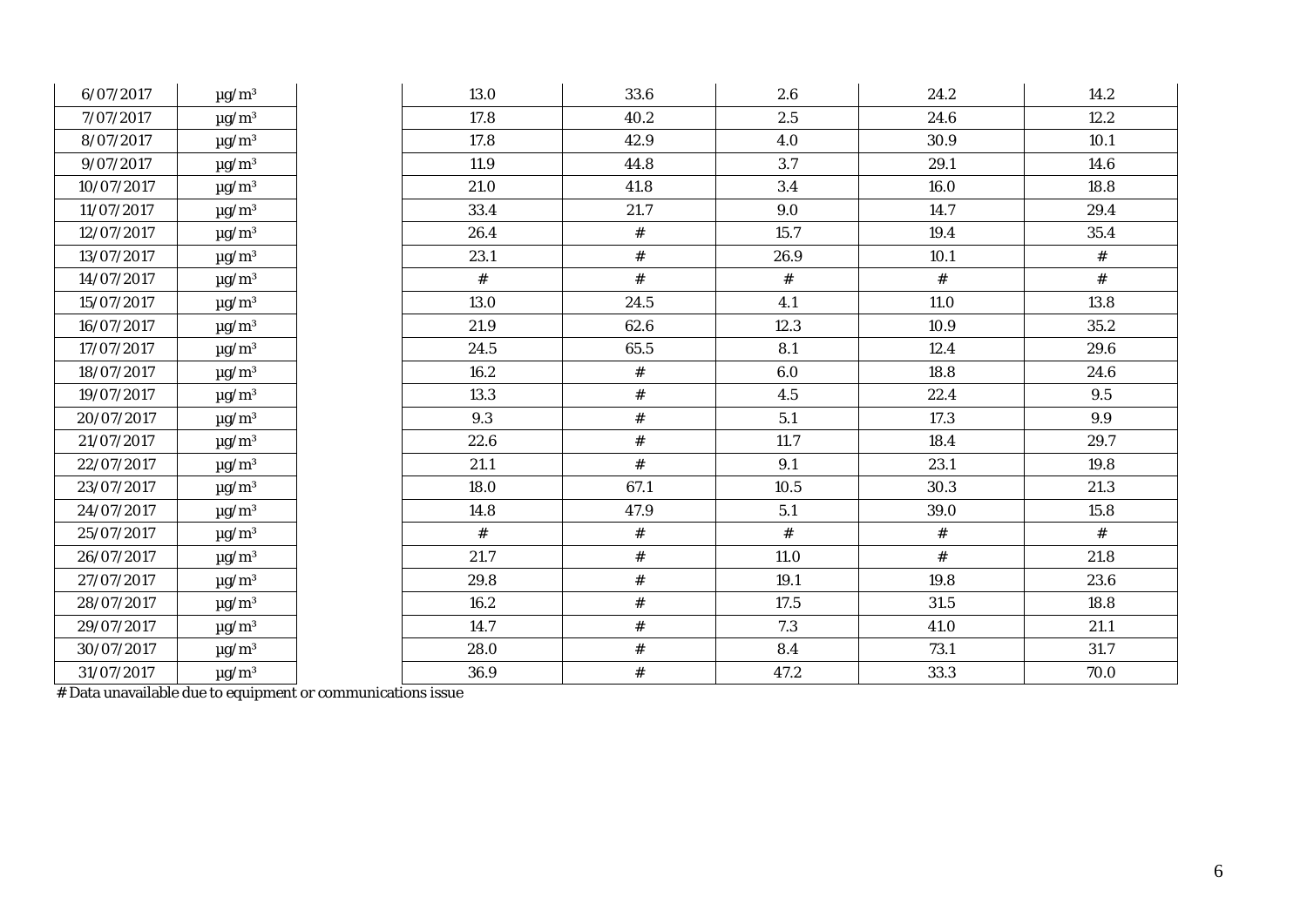| | | | | | | |
|---|---|---|---|---|---|---|
| 6/07/2017 | µg/m³ | 13.0 | 33.6 | 2.6 | 24.2 | 14.2 |
| 7/07/2017 | µg/m³ | 17.8 | 40.2 | 2.5 | 24.6 | 12.2 |
| 8/07/2017 | µg/m³ | 17.8 | 42.9 | 4.0 | 30.9 | 10.1 |
| 9/07/2017 | µg/m³ | 11.9 | 44.8 | 3.7 | 29.1 | 14.6 |
| 10/07/2017 | µg/m³ | 21.0 | 41.8 | 3.4 | 16.0 | 18.8 |
| 11/07/2017 | µg/m³ | 33.4 | 21.7 | 9.0 | 14.7 | 29.4 |
| 12/07/2017 | µg/m³ | 26.4 | # | 15.7 | 19.4 | 35.4 |
| 13/07/2017 | µg/m³ | 23.1 | # | 26.9 | 10.1 | # |
| 14/07/2017 | µg/m³ | # | # | # | # | # |
| 15/07/2017 | µg/m³ | 13.0 | 24.5 | 4.1 | 11.0 | 13.8 |
| 16/07/2017 | µg/m³ | 21.9 | 62.6 | 12.3 | 10.9 | 35.2 |
| 17/07/2017 | µg/m³ | 24.5 | 65.5 | 8.1 | 12.4 | 29.6 |
| 18/07/2017 | µg/m³ | 16.2 | # | 6.0 | 18.8 | 24.6 |
| 19/07/2017 | µg/m³ | 13.3 | # | 4.5 | 22.4 | 9.5 |
| 20/07/2017 | µg/m³ | 9.3 | # | 5.1 | 17.3 | 9.9 |
| 21/07/2017 | µg/m³ | 22.6 | # | 11.7 | 18.4 | 29.7 |
| 22/07/2017 | µg/m³ | 21.1 | # | 9.1 | 23.1 | 19.8 |
| 23/07/2017 | µg/m³ | 18.0 | 67.1 | 10.5 | 30.3 | 21.3 |
| 24/07/2017 | µg/m³ | 14.8 | 47.9 | 5.1 | 39.0 | 15.8 |
| 25/07/2017 | µg/m³ | # | # | # | # | # |
| 26/07/2017 | µg/m³ | 21.7 | # | 11.0 | # | 21.8 |
| 27/07/2017 | µg/m³ | 29.8 | # | 19.1 | 19.8 | 23.6 |
| 28/07/2017 | µg/m³ | 16.2 | # | 17.5 | 31.5 | 18.8 |
| 29/07/2017 | µg/m³ | 14.7 | # | 7.3 | 41.0 | 21.1 |
| 30/07/2017 | µg/m³ | 28.0 | # | 8.4 | 73.1 | 31.7 |
| 31/07/2017 | µg/m³ | 36.9 | # | 47.2 | 33.3 | 70.0 |

# Data unavailable due to equipment or communications issue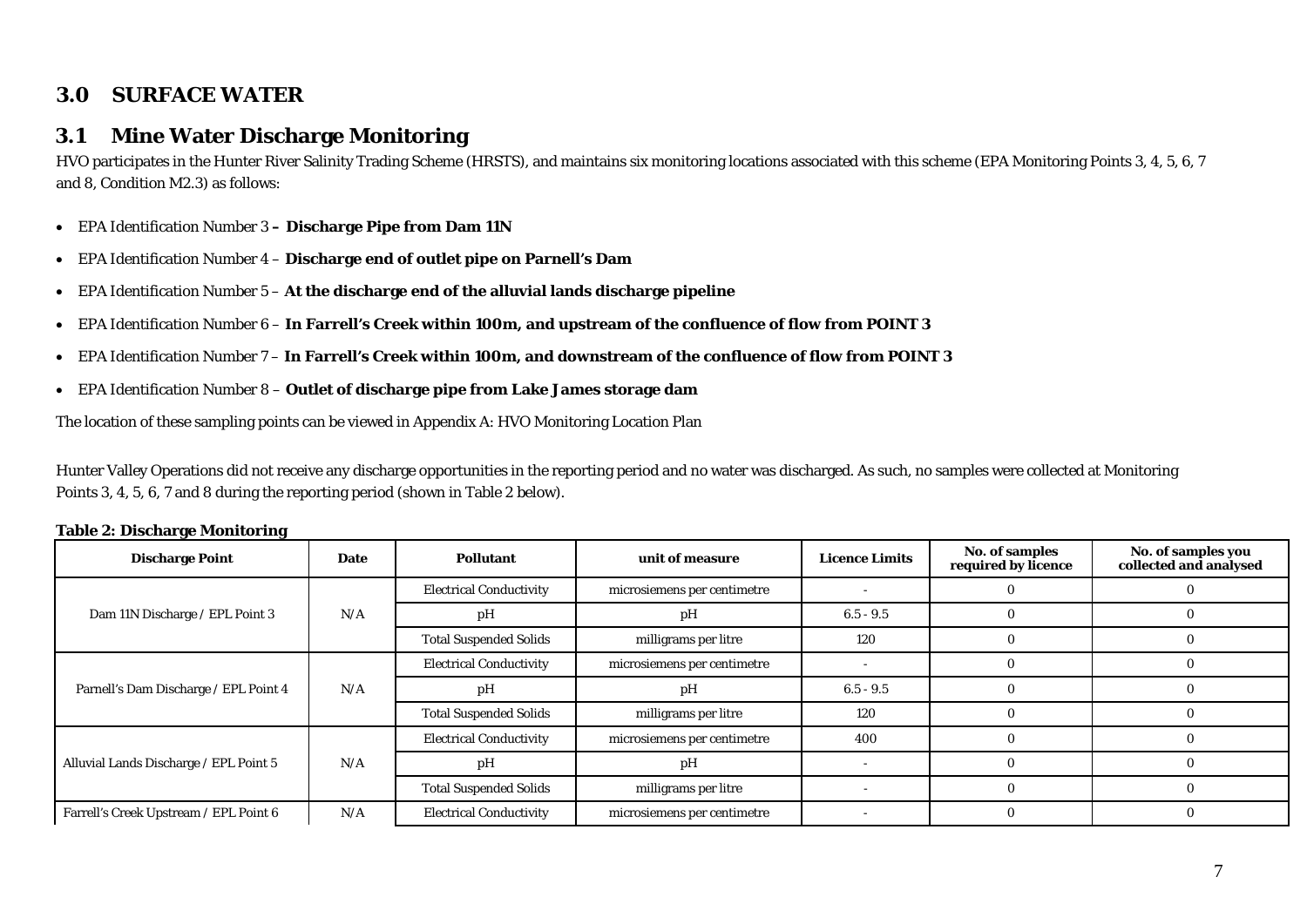# 3.0 SURFACE WATER

## 3.1 Mine Water Discharge Monitoring

HVO participates in the Hunter River Salinity Trading Scheme (HRSTS), and maintains six monitoring locations associated with this scheme (EPA Monitoring Points 3, 4, 5, 6, 7 and 8, Condition M2.3) as follows:

- EPA Identification Number 3 **– Discharge Pipe from Dam 11N**
- EPA Identification Number 4 – **Discharge end of outlet pipe on Parnell's Dam**
- EPA Identification Number 5 – **At the discharge end of the alluvial lands discharge pipeline**
- EPA Identification Number 6 – **In Farrell's Creek within 100m, and upstream of the confluence of flow from POINT 3**
- EPA Identification Number 7 – **In Farrell's Creek within 100m, and downstream of the confluence of flow from POINT 3**
- EPA Identification Number 8 – **Outlet of discharge pipe from Lake James storage dam**

The location of these sampling points can be viewed in Appendix A: HVO Monitoring Location Plan

Hunter Valley Operations did not receive any discharge opportunities in the reporting period and no water was discharged. As such, no samples were collected at Monitoring Points 3, 4, 5, 6, 7 and 8 during the reporting period (shown in Table 2 below).

**Table 2: Discharge Monitoring**

| Discharge Point | Date | Pollutant | unit of measure | Licence Limits | No. of samples required by licence | No. of samples you collected and analysed |
|---|---|---|---|---|---|---|
| Dam 11N Discharge / EPL Point 3 | N/A | Electrical Conductivity | microsiemens per centimetre | - | 0 | 0 |
| | | pH | pH | 6.5 - 9.5 | 0 | 0 |
| | | Total Suspended Solids | milligrams per litre | 120 | 0 | 0 |
| Parnell's Dam Discharge / EPL Point 4 | N/A | Electrical Conductivity | microsiemens per centimetre | - | 0 | 0 |
| | | pH | pH | 6.5 - 9.5 | 0 | 0 |
| | | Total Suspended Solids | milligrams per litre | 120 | 0 | 0 |
| Alluvial Lands Discharge / EPL Point 5 | N/A | Electrical Conductivity | microsiemens per centimetre | 400 | 0 | 0 |
| | | pH | pH | - | 0 | 0 |
| | | Total Suspended Solids | milligrams per litre | - | 0 | 0 |
| Farrell's Creek Upstream / EPL Point 6 | N/A | Electrical Conductivity | microsiemens per centimetre | - | 0 | 0 |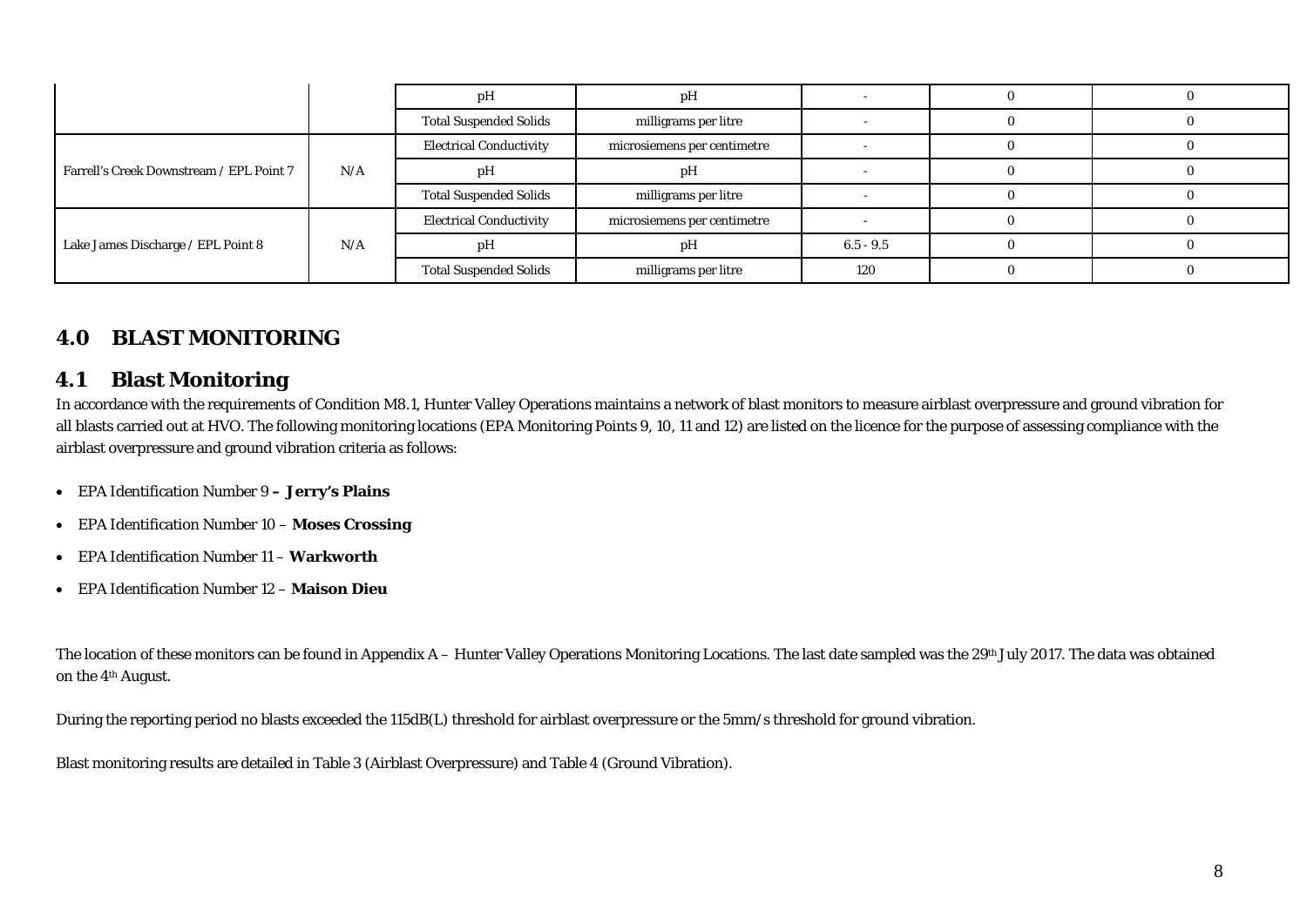| | | pH | pH | - | 0 | 0 |
|---|---|---|---|---|---|---|
| | | Total Suspended Solids | milligrams per litre | - | 0 | 0 |
| Farrell's Creek Downstream / EPL Point 7 | N/A | Electrical Conductivity | microsiemens per centimetre | - | 0 | 0 |
| | | pH | pH | - | 0 | 0 |
| | | Total Suspended Solids | milligrams per litre | - | 0 | 0 |
| Lake James Discharge / EPL Point 8 | N/A | Electrical Conductivity | microsiemens per centimetre | - | 0 | 0 |
| | | pH | pH | 6.5 - 9.5 | 0 | 0 |
| | | Total Suspended Solids | milligrams per litre | 120 | 0 | 0 |

# 4.0 BLAST MONITORING

## 4.1 Blast Monitoring

In accordance with the requirements of Condition M8.1, Hunter Valley Operations maintains a network of blast monitors to measure airblast overpressure and ground vibration for all blasts carried out at HVO. The following monitoring locations (EPA Monitoring Points 9, 10, 11 and 12) are listed on the licence for the purpose of assessing compliance with the airblast overpressure and ground vibration criteria as follows:

- EPA Identification Number 9 **– Jerry's Plains**
- EPA Identification Number 10 – **Moses Crossing**
- EPA Identification Number 11 – **Warkworth**
- EPA Identification Number 12 – **Maison Dieu**

The location of these monitors can be found in Appendix A – Hunter Valley Operations Monitoring Locations. The last date sampled was the 29th July 2017. The data was obtained on the 4th August.

During the reporting period no blasts exceeded the 115dB(L) threshold for airblast overpressure or the 5mm/s threshold for ground vibration.

Blast monitoring results are detailed in Table 3 (Airblast Overpressure) and Table 4 (Ground Vibration).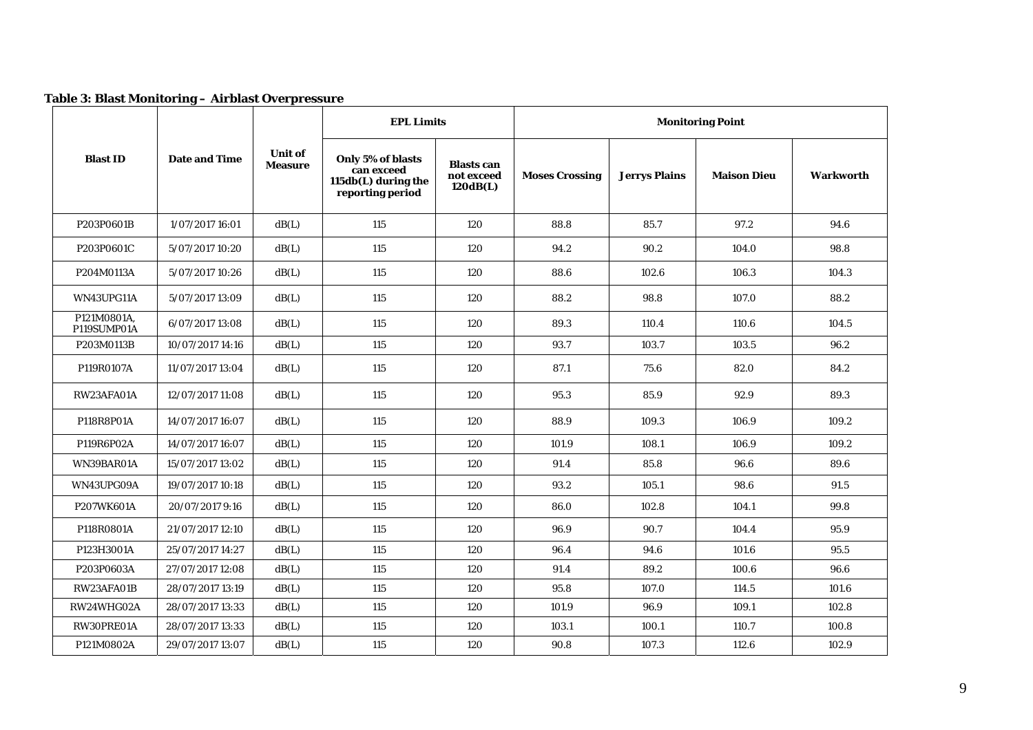**Table 3: Blast Monitoring – Airblast Overpressure**

| Blast ID | Date and Time | Unit of Measure | EPL Limits | | Monitoring Point | | | |
|---|---|---|---|---|---|---|---|---|
| | | | Only 5% of blasts can exceed 115db(L) during the reporting period | Blasts can not exceed 120dB(L) | Moses Crossing | Jerrys Plains | Maison Dieu | Warkworth |
| P203P0601B | 1/07/2017 16:01 | dB(L) | 115 | 120 | 88.8 | 85.7 | 97.2 | 94.6 |
| P203P0601C | 5/07/2017 10:20 | dB(L) | 115 | 120 | 94.2 | 90.2 | 104.0 | 98.8 |
| P204M0113A | 5/07/2017 10:26 | dB(L) | 115 | 120 | 88.6 | 102.6 | 106.3 | 104.3 |
| WN43UPG11A | 5/07/2017 13:09 | dB(L) | 115 | 120 | 88.2 | 98.8 | 107.0 | 88.2 |
| P121M0801A, P119SUMP01A | 6/07/2017 13:08 | dB(L) | 115 | 120 | 89.3 | 110.4 | 110.6 | 104.5 |
| P203M0113B | 10/07/2017 14:16 | dB(L) | 115 | 120 | 93.7 | 103.7 | 103.5 | 96.2 |
| P119R0107A | 11/07/2017 13:04 | dB(L) | 115 | 120 | 87.1 | 75.6 | 82.0 | 84.2 |
| RW23AFA01A | 12/07/2017 11:08 | dB(L) | 115 | 120 | 95.3 | 85.9 | 92.9 | 89.3 |
| P118R8P01A | 14/07/2017 16:07 | dB(L) | 115 | 120 | 88.9 | 109.3 | 106.9 | 109.2 |
| P119R6P02A | 14/07/2017 16:07 | dB(L) | 115 | 120 | 101.9 | 108.1 | 106.9 | 109.2 |
| WN39BAR01A | 15/07/2017 13:02 | dB(L) | 115 | 120 | 91.4 | 85.8 | 96.6 | 89.6 |
| WN43UPG09A | 19/07/2017 10:18 | dB(L) | 115 | 120 | 93.2 | 105.1 | 98.6 | 91.5 |
| P207WK601A | 20/07/2017 9:16 | dB(L) | 115 | 120 | 86.0 | 102.8 | 104.1 | 99.8 |
| P118R0801A | 21/07/2017 12:10 | dB(L) | 115 | 120 | 96.9 | 90.7 | 104.4 | 95.9 |
| P123H3001A | 25/07/2017 14:27 | dB(L) | 115 | 120 | 96.4 | 94.6 | 101.6 | 95.5 |
| P203P0603A | 27/07/2017 12:08 | dB(L) | 115 | 120 | 91.4 | 89.2 | 100.6 | 96.6 |
| RW23AFA01B | 28/07/2017 13:19 | dB(L) | 115 | 120 | 95.8 | 107.0 | 114.5 | 101.6 |
| RW24WHG02A | 28/07/2017 13:33 | dB(L) | 115 | 120 | 101.9 | 96.9 | 109.1 | 102.8 |
| RW30PRE01A | 28/07/2017 13:33 | dB(L) | 115 | 120 | 103.1 | 100.1 | 110.7 | 100.8 |
| P121M0802A | 29/07/2017 13:07 | dB(L) | 115 | 120 | 90.8 | 107.3 | 112.6 | 102.9 |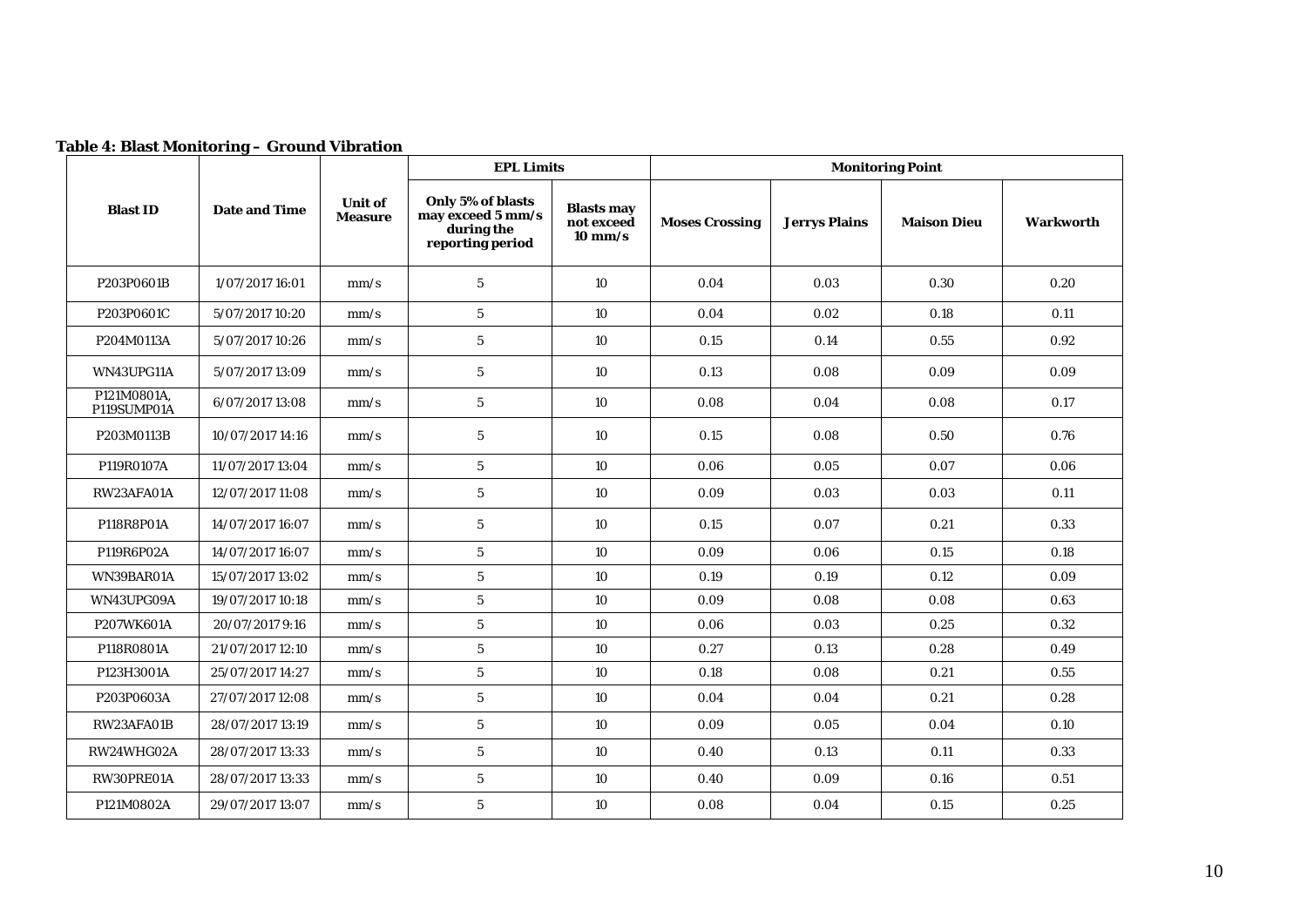**Table 4: Blast Monitoring – Ground Vibration**

| Blast ID | Date and Time | Unit of Measure | EPL Limits | | Monitoring Point | | | |
|---|---|---|---|---|---|---|---|---|
| | | | Only 5% of blasts may exceed 5 mm/s during the reporting period | Blasts may not exceed 10 mm/s | Moses Crossing | Jerrys Plains | Maison Dieu | Warkworth |
| P203P0601B | 1/07/2017 16:01 | mm/s | 5 | 10 | 0.04 | 0.03 | 0.30 | 0.20 |
| P203P0601C | 5/07/2017 10:20 | mm/s | 5 | 10 | 0.04 | 0.02 | 0.18 | 0.11 |
| P204M0113A | 5/07/2017 10:26 | mm/s | 5 | 10 | 0.15 | 0.14 | 0.55 | 0.92 |
| WN43UPG11A | 5/07/2017 13:09 | mm/s | 5 | 10 | 0.13 | 0.08 | 0.09 | 0.09 |
| P121M0801A, P119SUMP01A | 6/07/2017 13:08 | mm/s | 5 | 10 | 0.08 | 0.04 | 0.08 | 0.17 |
| P203M0113B | 10/07/2017 14:16 | mm/s | 5 | 10 | 0.15 | 0.08 | 0.50 | 0.76 |
| P119R0107A | 11/07/2017 13:04 | mm/s | 5 | 10 | 0.06 | 0.05 | 0.07 | 0.06 |
| RW23AFA01A | 12/07/2017 11:08 | mm/s | 5 | 10 | 0.09 | 0.03 | 0.03 | 0.11 |
| P118R8P01A | 14/07/2017 16:07 | mm/s | 5 | 10 | 0.15 | 0.07 | 0.21 | 0.33 |
| P119R6P02A | 14/07/2017 16:07 | mm/s | 5 | 10 | 0.09 | 0.06 | 0.15 | 0.18 |
| WN39BAR01A | 15/07/2017 13:02 | mm/s | 5 | 10 | 0.19 | 0.19 | 0.12 | 0.09 |
| WN43UPG09A | 19/07/2017 10:18 | mm/s | 5 | 10 | 0.09 | 0.08 | 0.08 | 0.63 |
| P207WK601A | 20/07/2017 9:16 | mm/s | 5 | 10 | 0.06 | 0.03 | 0.25 | 0.32 |
| P118R0801A | 21/07/2017 12:10 | mm/s | 5 | 10 | 0.27 | 0.13 | 0.28 | 0.49 |
| P123H3001A | 25/07/2017 14:27 | mm/s | 5 | 10 | 0.18 | 0.08 | 0.21 | 0.55 |
| P203P0603A | 27/07/2017 12:08 | mm/s | 5 | 10 | 0.04 | 0.04 | 0.21 | 0.28 |
| RW23AFA01B | 28/07/2017 13:19 | mm/s | 5 | 10 | 0.09 | 0.05 | 0.04 | 0.10 |
| RW24WHG02A | 28/07/2017 13:33 | mm/s | 5 | 10 | 0.40 | 0.13 | 0.11 | 0.33 |
| RW30PRE01A | 28/07/2017 13:33 | mm/s | 5 | 10 | 0.40 | 0.09 | 0.16 | 0.51 |
| P121M0802A | 29/07/2017 13:07 | mm/s | 5 | 10 | 0.08 | 0.04 | 0.15 | 0.25 |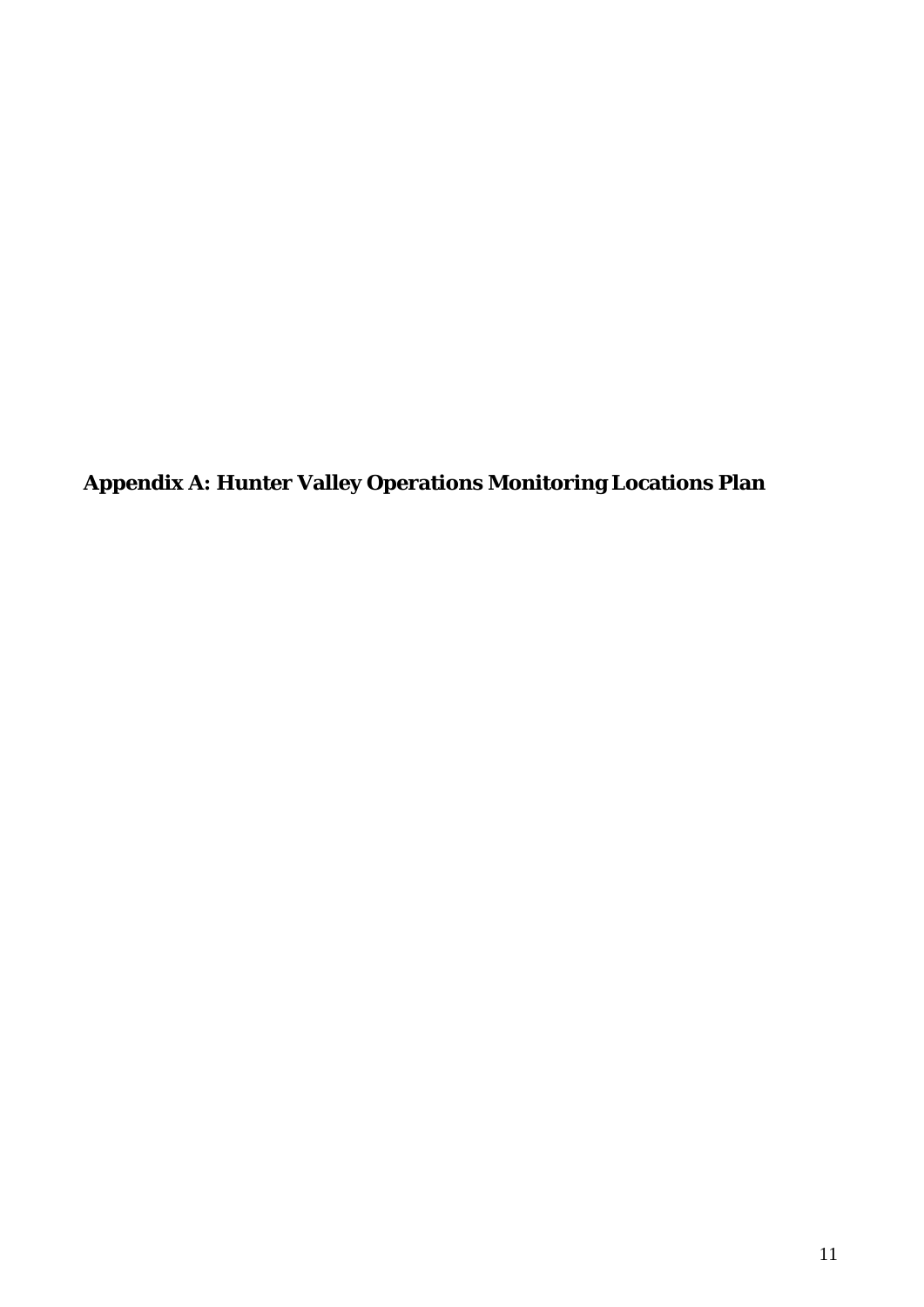**Appendix A: Hunter Valley Operations Monitoring Locations Plan**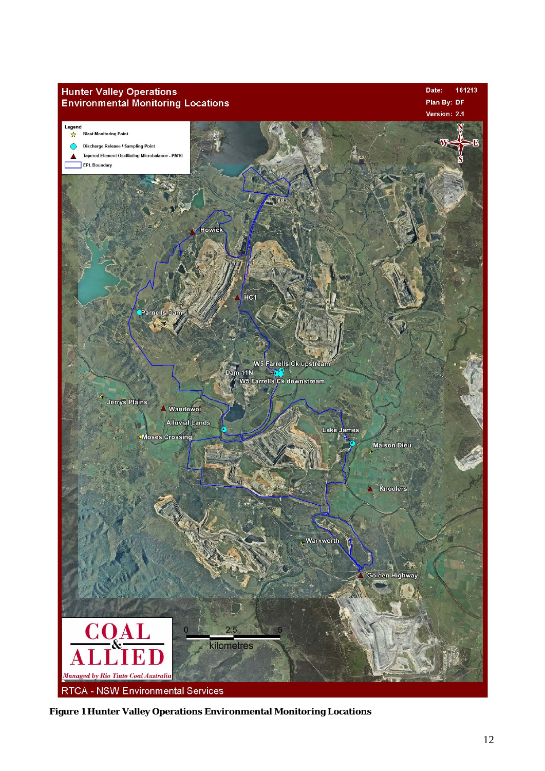Hunter Valley Operations
Environmental Monitoring Locations

Date: 161213
Plan By: DF
Version: 2.1

Legend
Blast Monitoring Point
Discharge Release / Sampling Point
Tapered Element Oscillating Microbalance - PM10
EPL Boundary

N
W
E
S

Howick
HC1
Parnells Dam
W5 Farrells Ck upstream
Dam 11N
W5 Farrells Ck downstream
Jerrys Plains
Wandewoi
Alluvial Lands
Moses Crossing
Lake James
Maison Dieu
Knodlers
Warkworth
Golden Highway

0
2.5
5
kilometres

COAL & ALLIED
Managed by Rio Tinto Coal Australia

RTCA - NSW Environmental Services

**Figure 1 Hunter Valley Operations Environmental Monitoring Locations**